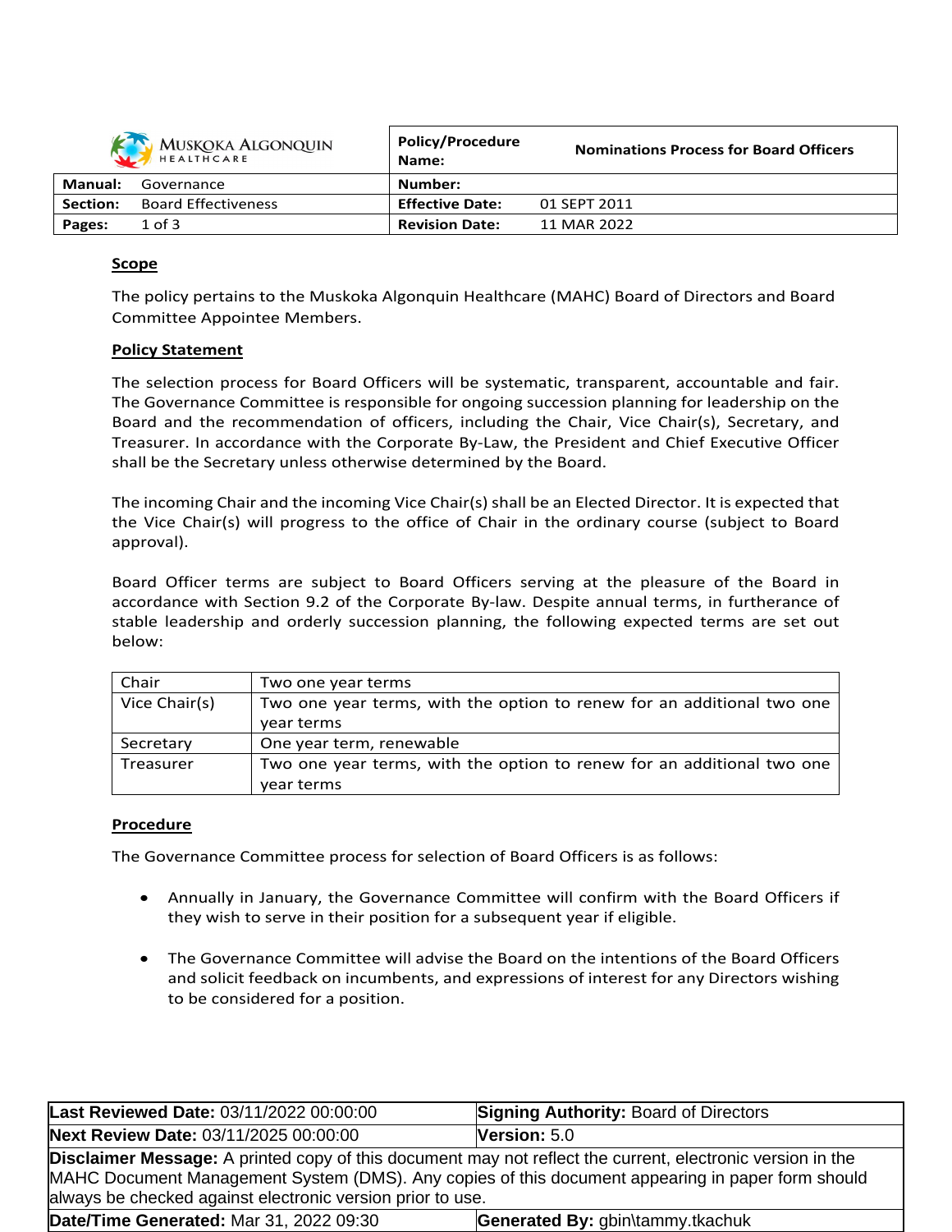| MUSKOKA ALGONQUIN HEALTHCARE | Policy/Procedure Name: | Nominations Process for Board Officers |
|---|---|---|
| **Manual:** Governance | **Number:** | |
| **Section:** Board Effectiveness | **Effective Date:** | 01 SEPT 2011 |
| **Pages:** 1 of 3 | **Revision Date:** | 11 MAR 2022 |

## Scope

The policy pertains to the Muskoka Algonquin Healthcare (MAHC) Board of Directors and Board Committee Appointee Members.

## Policy Statement

The selection process for Board Officers will be systematic, transparent, accountable and fair. The Governance Committee is responsible for ongoing succession planning for leadership on the Board and the recommendation of officers, including the Chair, Vice Chair(s), Secretary, and Treasurer. In accordance with the Corporate By-Law, the President and Chief Executive Officer shall be the Secretary unless otherwise determined by the Board.

The incoming Chair and the incoming Vice Chair(s) shall be an Elected Director. It is expected that the Vice Chair(s) will progress to the office of Chair in the ordinary course (subject to Board approval).

Board Officer terms are subject to Board Officers serving at the pleasure of the Board in accordance with Section 9.2 of the Corporate By-law. Despite annual terms, in furtherance of stable leadership and orderly succession planning, the following expected terms are set out below:

| Office | Term |
|---|---|
| Chair | Two one year terms |
| Vice Chair(s) | Two one year terms, with the option to renew for an additional two one year terms |
| Secretary | One year term, renewable |
| Treasurer | Two one year terms, with the option to renew for an additional two one year terms |

## Procedure

The Governance Committee process for selection of Board Officers is as follows:

- Annually in January, the Governance Committee will confirm with the Board Officers if they wish to serve in their position for a subsequent year if eligible.
- The Governance Committee will advise the Board on the intentions of the Board Officers and solicit feedback on incumbents, and expressions of interest for any Directors wishing to be considered for a position.

| | |
|---|---|
| **Last Reviewed Date:** 03/11/2022 00:00:00 | **Signing Authority:** Board of Directors |
| **Next Review Date:** 03/11/2025 00:00:00 | **Version:** 5.0 |
| **Disclaimer Message:** A printed copy of this document may not reflect the current, electronic version in the MAHC Document Management System (DMS). Any copies of this document appearing in paper form should always be checked against electronic version prior to use. | |
| **Date/Time Generated:** Mar 31, 2022 09:30 | **Generated By:** gbin\tammy.tkachuk |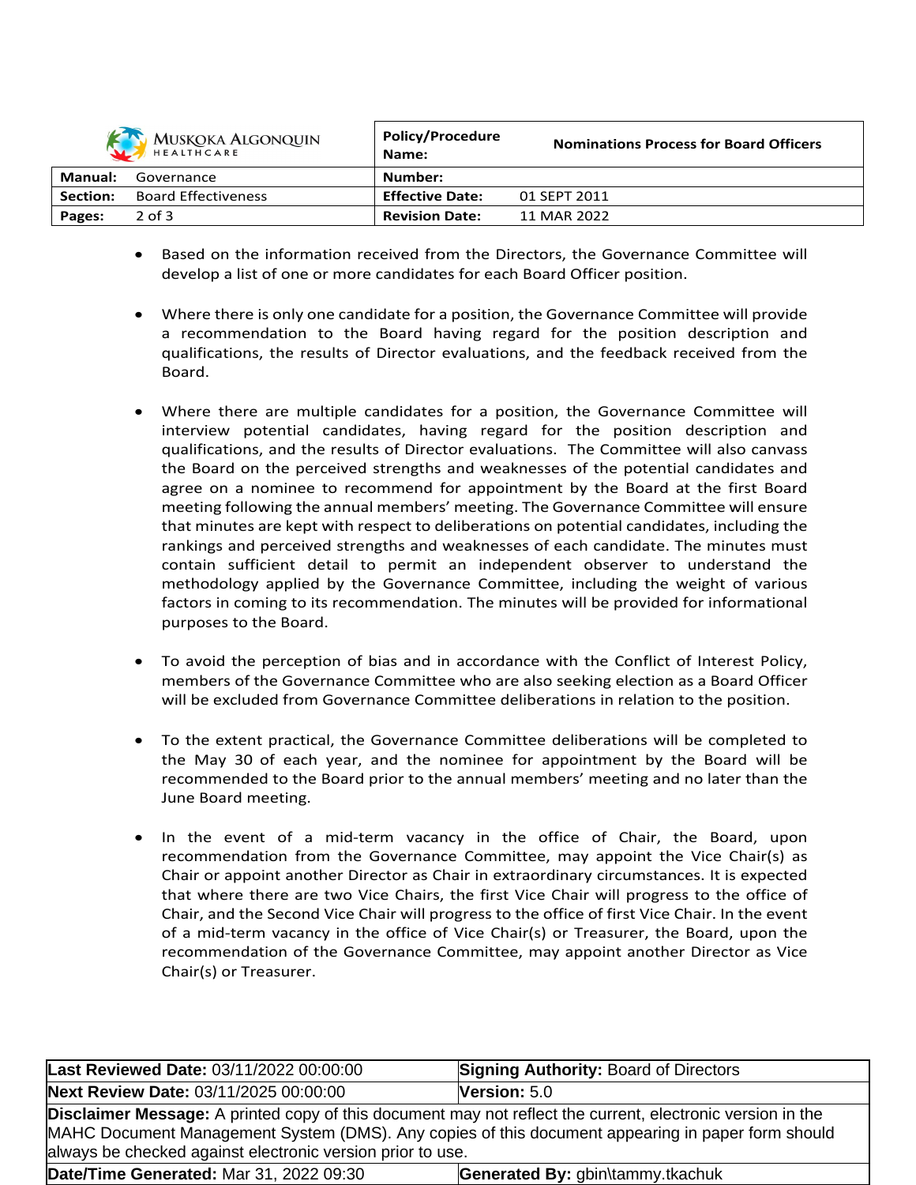- Based on the information received from the Directors, the Governance Committee will develop a list of one or more candidates for each Board Officer position.

- Where there is only one candidate for a position, the Governance Committee will provide a recommendation to the Board having regard for the position description and qualifications, the results of Director evaluations, and the feedback received from the Board.

- Where there are multiple candidates for a position, the Governance Committee will interview potential candidates, having regard for the position description and qualifications, and the results of Director evaluations. The Committee will also canvass the Board on the perceived strengths and weaknesses of the potential candidates and agree on a nominee to recommend for appointment by the Board at the first Board meeting following the annual members' meeting. The Governance Committee will ensure that minutes are kept with respect to deliberations on potential candidates, including the rankings and perceived strengths and weaknesses of each candidate. The minutes must contain sufficient detail to permit an independent observer to understand the methodology applied by the Governance Committee, including the weight of various factors in coming to its recommendation. The minutes will be provided for informational purposes to the Board.

- To avoid the perception of bias and in accordance with the Conflict of Interest Policy, members of the Governance Committee who are also seeking election as a Board Officer will be excluded from Governance Committee deliberations in relation to the position.

- To the extent practical, the Governance Committee deliberations will be completed to the May 30 of each year, and the nominee for appointment by the Board will be recommended to the Board prior to the annual members' meeting and no later than the June Board meeting.

- In the event of a mid-term vacancy in the office of Chair, the Board, upon recommendation from the Governance Committee, may appoint the Vice Chair(s) as Chair or appoint another Director as Chair in extraordinary circumstances. It is expected that where there are two Vice Chairs, the first Vice Chair will progress to the office of Chair, and the Second Vice Chair will progress to the office of first Vice Chair. In the event of a mid-term vacancy in the office of Vice Chair(s) or Treasurer, the Board, upon the recommendation of the Governance Committee, may appoint another Director as Vice Chair(s) or Treasurer.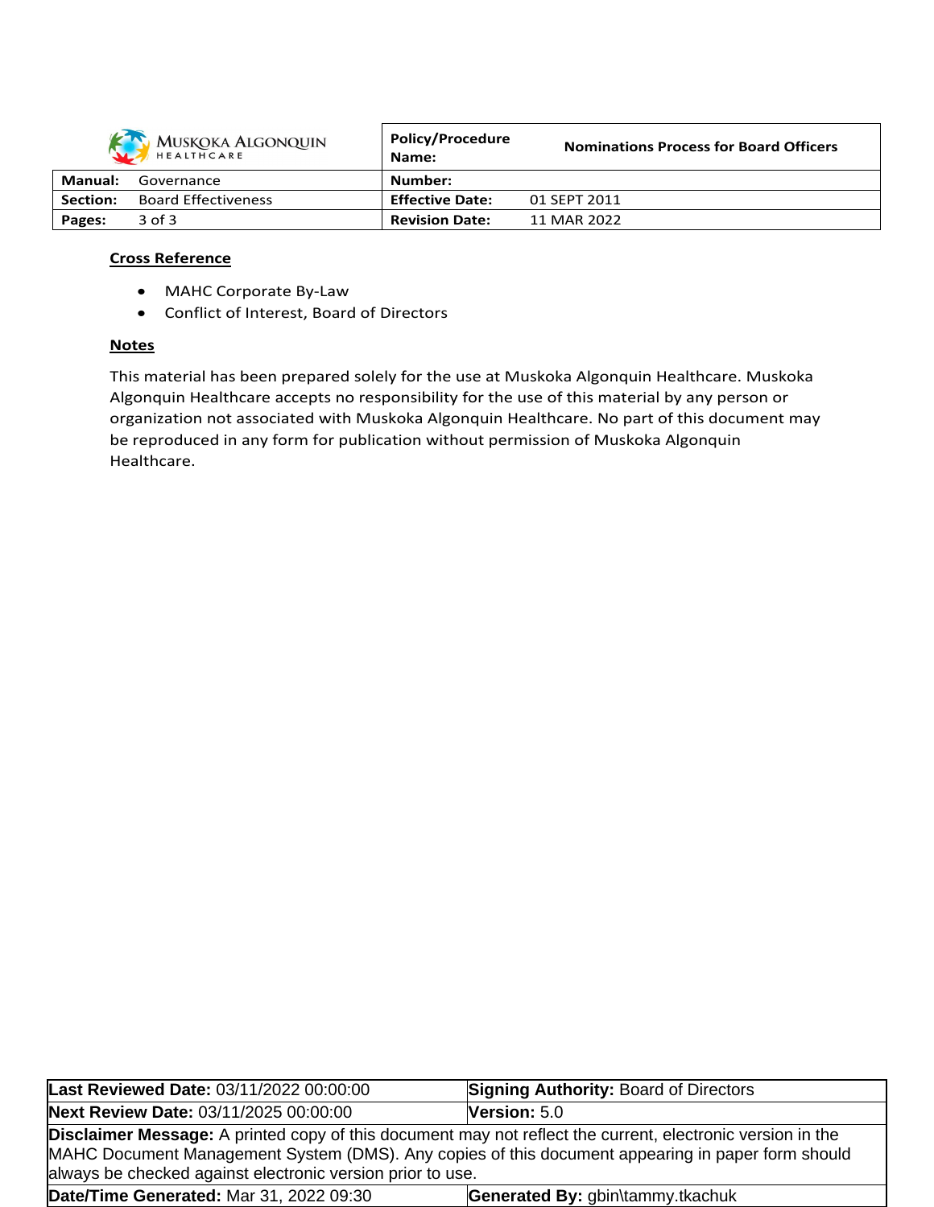## Cross Reference

- MAHC Corporate By-Law
- Conflict of Interest, Board of Directors

## Notes

This material has been prepared solely for the use at Muskoka Algonquin Healthcare. Muskoka Algonquin Healthcare accepts no responsibility for the use of this material by any person or organization not associated with Muskoka Algonquin Healthcare. No part of this document may be reproduced in any form for publication without permission of Muskoka Algonquin Healthcare.

| | |
|---|---|
| **Last Reviewed Date:** 03/11/2022 00:00:00 | **Signing Authority:** Board of Directors |
| **Next Review Date:** 03/11/2025 00:00:00 | **Version:** 5.0 |
| **Disclaimer Message:** A printed copy of this document may not reflect the current, electronic version in the MAHC Document Management System (DMS). Any copies of this document appearing in paper form should always be checked against electronic version prior to use. | |
| **Date/Time Generated:** Mar 31, 2022 09:30 | **Generated By:** gbin\tammy.tkachuk |